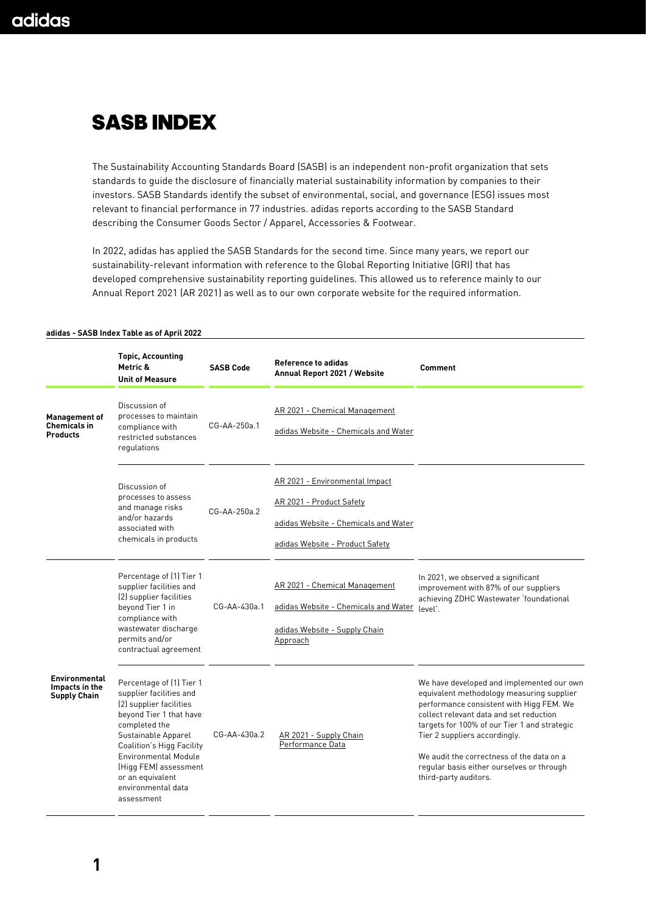# SASB INDEX

The Sustainability Accounting Standards Board (SASB) is an independent non-profit organization that sets standards to guide the disclosure of financially material sustainability information by companies to their investors. SASB Standards identify the subset of environmental, social, and governance (ESG) issues most relevant to financial performance in 77 industries. adidas reports according to the SASB Standard describing the Consumer Goods Sector / Apparel, Accessories & Footwear.

In 2022, adidas has applied the SASB Standards for the second time. Since many years, we report our sustainability-relevant information with reference to the Global Reporting Initiative (GRI) that has developed comprehensive sustainability reporting guidelines. This allowed us to reference mainly to our Annual Report 2021 (AR 2021) as well as to our own corporate website for the required information.

**adidas - SASB Index Table as of April 2022**

| | Topic, Accounting Metric & Unit of Measure | SASB Code | Reference to adidas Annual Report 2021 / Website | Comment |
|---|---|---|---|---|
| **Management of Chemicals in Products** | Discussion of processes to maintain compliance with restricted substances regulations | CG-AA-250a.1 | AR 2021 - Chemical Management<br>adidas Website - Chemicals and Water | |
| | Discussion of processes to assess and manage risks and/or hazards associated with chemicals in products | CG-AA-250a.2 | AR 2021 - Environmental Impact<br>AR 2021 - Product Safety<br>adidas Website - Chemicals and Water<br>adidas Website - Product Safety | |
| **Environmental Impacts in the Supply Chain** | Percentage of (1) Tier 1 supplier facilities and (2) supplier facilities beyond Tier 1 in compliance with wastewater discharge permits and/or contractual agreement | CG-AA-430a.1 | AR 2021 - Chemical Management<br>adidas Website - Chemicals and Water<br>adidas Website - Supply Chain Approach | In 2021, we observed a significant improvement with 87% of our suppliers achieving ZDHC Wastewater 'foundational level'. |
| | Percentage of (1) Tier 1 supplier facilities and (2) supplier facilities beyond Tier 1 that have completed the Sustainable Apparel Coalition's Higg Facility Environmental Module (Higg FEM) assessment or an equivalent environmental data assessment | CG-AA-430a.2 | AR 2021 - Supply Chain Performance Data | We have developed and implemented our own equivalent methodology measuring supplier performance consistent with Higg FEM. We collect relevant data and set reduction targets for 100% of our Tier 1 and strategic Tier 2 suppliers accordingly.<br><br>We audit the correctness of the data on a regular basis either ourselves or through third-party auditors. |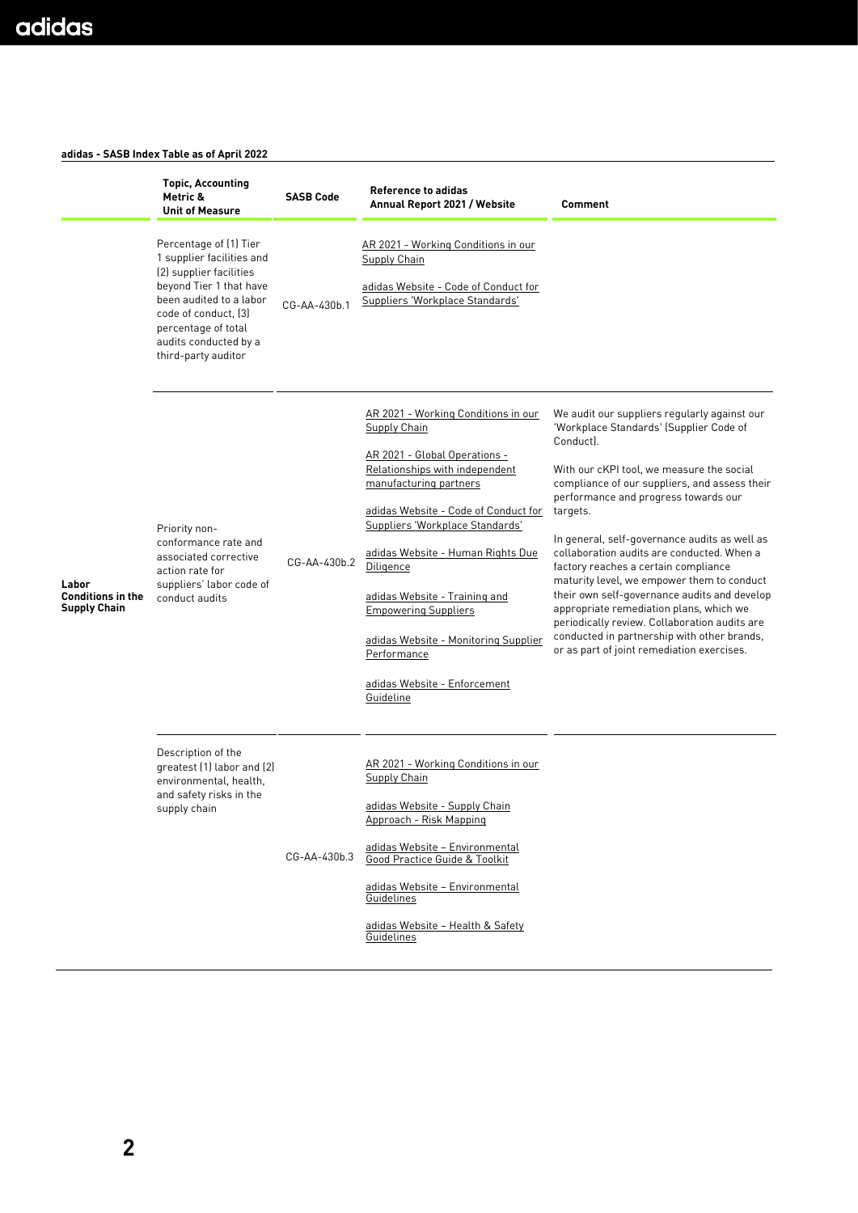**adidas - SASB Index Table as of April 2022**

| | Topic, Accounting Metric & Unit of Measure | SASB Code | Reference to adidas Annual Report 2021 / Website | Comment |
|---|---|---|---|---|
| | Percentage of (1) Tier 1 supplier facilities and (2) supplier facilities beyond Tier 1 that have been audited to a labor code of conduct, (3) percentage of total audits conducted by a third-party auditor | CG-AA-430b.1 | AR 2021 - Working Conditions in our Supply Chain<br><br>adidas Website - Code of Conduct for Suppliers 'Workplace Standards' | |
| **Labor Conditions in the Supply Chain** | Priority non-conformance rate and associated corrective action rate for suppliers' labor code of conduct audits | CG-AA-430b.2 | AR 2021 - Working Conditions in our Supply Chain<br><br>AR 2021 - Global Operations - Relationships with independent manufacturing partners<br><br>adidas Website - Code of Conduct for Suppliers 'Workplace Standards'<br><br>adidas Website - Human Rights Due Diligence<br><br>adidas Website - Training and Empowering Suppliers<br><br>adidas Website - Monitoring Supplier Performance<br><br>adidas Website - Enforcement Guideline | We audit our suppliers regularly against our 'Workplace Standards' (Supplier Code of Conduct).<br><br>With our cKPI tool, we measure the social compliance of our suppliers, and assess their performance and progress towards our targets.<br><br>In general, self-governance audits as well as collaboration audits are conducted. When a factory reaches a certain compliance maturity level, we empower them to conduct their own self-governance audits and develop appropriate remediation plans, which we periodically review. Collaboration audits are conducted in partnership with other brands, or as part of joint remediation exercises. |
| | Description of the greatest (1) labor and (2) environmental, health, and safety risks in the supply chain | CG-AA-430b.3 | AR 2021 - Working Conditions in our Supply Chain<br><br>adidas Website - Supply Chain Approach - Risk Mapping<br><br>adidas Website – Environmental Good Practice Guide & Toolkit<br><br>adidas Website – Environmental Guidelines<br><br>adidas Website – Health & Safety Guidelines | |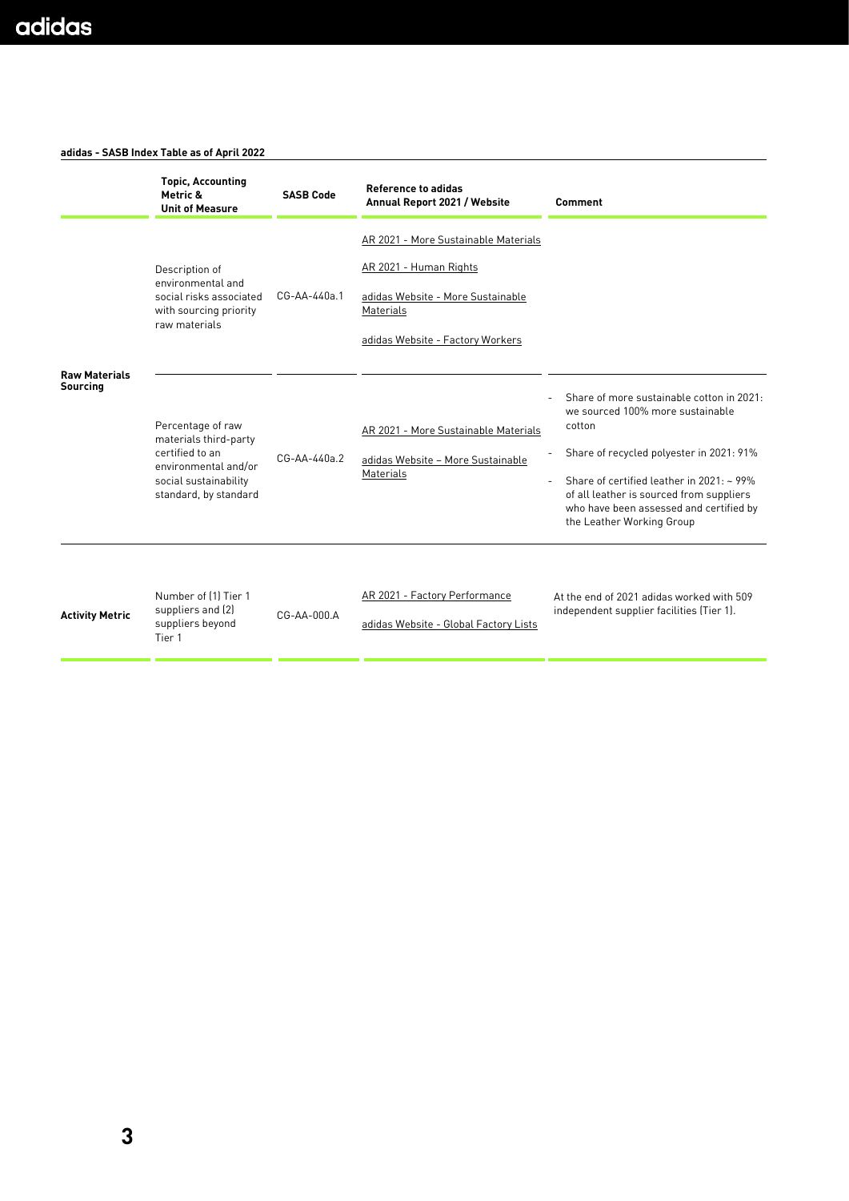**adidas - SASB Index Table as of April 2022**

| | Topic, Accounting Metric & Unit of Measure | SASB Code | Reference to adidas Annual Report 2021 / Website | Comment |
|---|---|---|---|---|
| Raw Materials Sourcing | Description of environmental and social risks associated with sourcing priority raw materials | CG-AA-440a.1 | AR 2021 - More Sustainable Materials<br><br>AR 2021 - Human Rights<br><br>adidas Website - More Sustainable Materials<br><br>adidas Website - Factory Workers | |
| | Percentage of raw materials third-party certified to an environmental and/or social sustainability standard, by standard | CG-AA-440a.2 | AR 2021 - More Sustainable Materials<br><br>adidas Website – More Sustainable Materials | - Share of more sustainable cotton in 2021: we sourced 100% more sustainable cotton<br><br>- Share of recycled polyester in 2021: 91%<br><br>- Share of certified leather in 2021: ~ 99% of all leather is sourced from suppliers who have been assessed and certified by the Leather Working Group |
| Activity Metric | Number of (1) Tier 1 suppliers and (2) suppliers beyond Tier 1 | CG-AA-000.A | AR 2021 - Factory Performance<br><br>adidas Website - Global Factory Lists | At the end of 2021 adidas worked with 509 independent supplier facilities (Tier 1). |